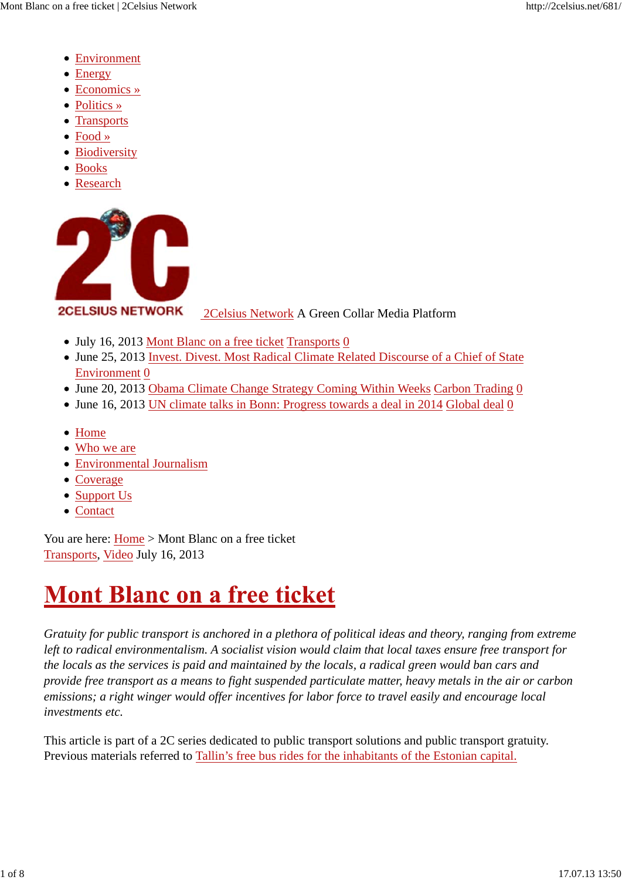- Environment
- Energy
- Economics »
- Politics »
- Transports
- Food »
- Biodiversity
- Books
- Research

2CELSIUS NETWORK 2Celsius Network A Green Collar Media Platform

- July 16, 2013 Mont Blanc on a free ticket Transports 0
- June 25, 2013 Invest. Divest. Most Radical Climate Related Discourse of a Chief of State Environment 0
- June 20, 2013 Obama Climate Change Strategy Coming Within Weeks Carbon Trading 0
- June 16, 2013 UN climate talks in Bonn: Progress towards a deal in 2014 Global deal 0

- Home
- Who we are
- Environmental Journalism
- Coverage
- Support Us
- Contact

You are here: Home > Mont Blanc on a free ticket
Transports, Video July 16, 2013

# Mont Blanc on a free ticket

*Gratuity for public transport is anchored in a plethora of political ideas and theory, ranging from extreme left to radical environmentalism. A socialist vision would claim that local taxes ensure free transport for the locals as the services is paid and maintained by the locals, a radical green would ban cars and provide free transport as a means to fight suspended particulate matter, heavy metals in the air or carbon emissions; a right winger would offer incentives for labor force to travel easily and encourage local investments etc.*

This article is part of a 2C series dedicated to public transport solutions and public transport gratuity. Previous materials referred to Tallin's free bus rides for the inhabitants of the Estonian capital.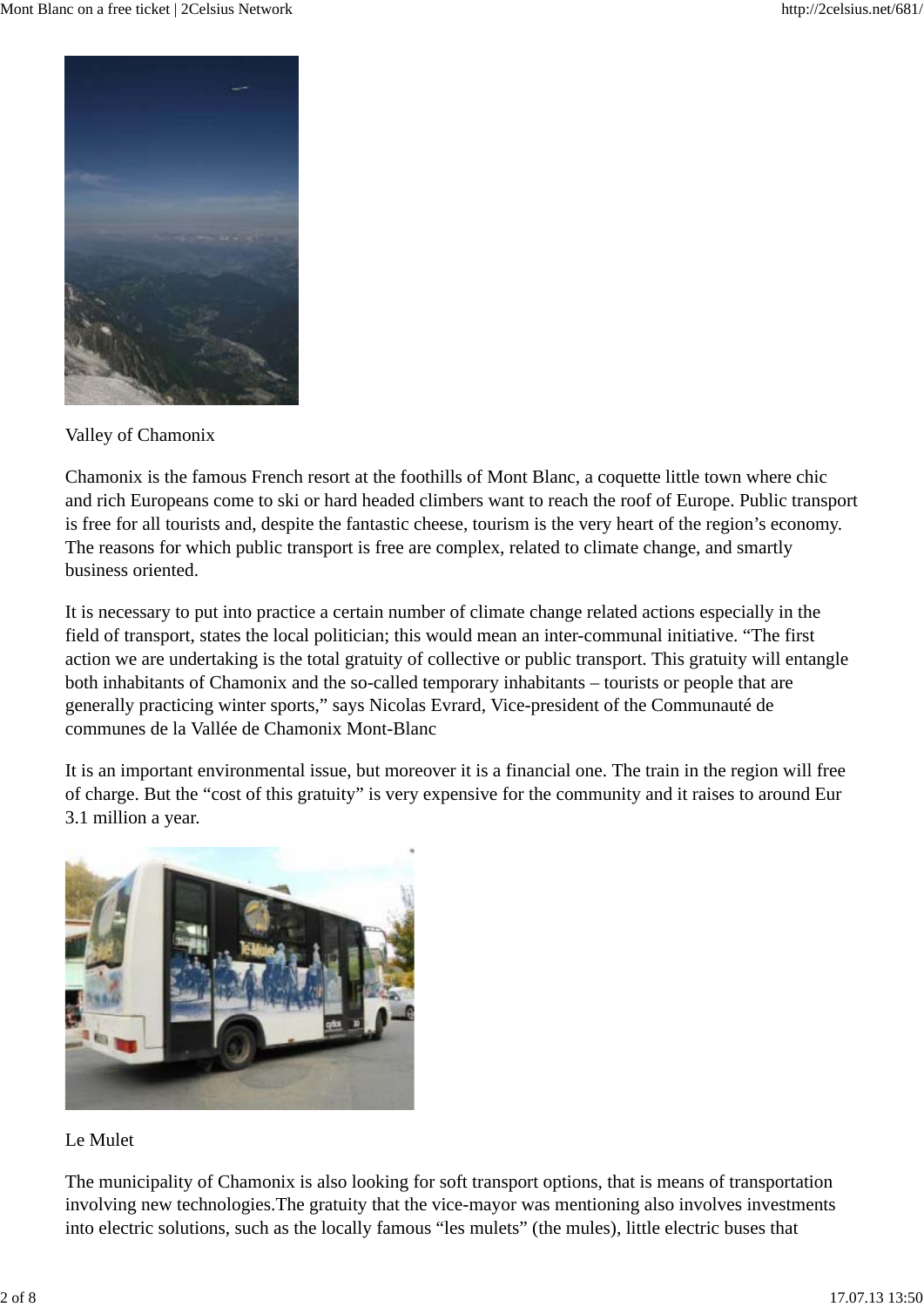Valley of Chamonix

Chamonix is the famous French resort at the foothills of Mont Blanc, a coquette little town where chic and rich Europeans come to ski or hard headed climbers want to reach the roof of Europe. Public transport is free for all tourists and, despite the fantastic cheese, tourism is the very heart of the region's economy. The reasons for which public transport is free are complex, related to climate change, and smartly business oriented.

It is necessary to put into practice a certain number of climate change related actions especially in the field of transport, states the local politician; this would mean an inter-communal initiative. "The first action we are undertaking is the total gratuity of collective or public transport. This gratuity will entangle both inhabitants of Chamonix and the so-called temporary inhabitants – tourists or people that are generally practicing winter sports," says Nicolas Evrard, Vice-president of the Communauté de communes de la Vallée de Chamonix Mont-Blanc

It is an important environmental issue, but moreover it is a financial one. The train in the region will free of charge. But the "cost of this gratuity" is very expensive for the community and it raises to around Eur 3.1 million a year.

Le Mulet

The municipality of Chamonix is also looking for soft transport options, that is means of transportation involving new technologies.The gratuity that the vice-mayor was mentioning also involves investments into electric solutions, such as the locally famous "les mulets" (the mules), little electric buses that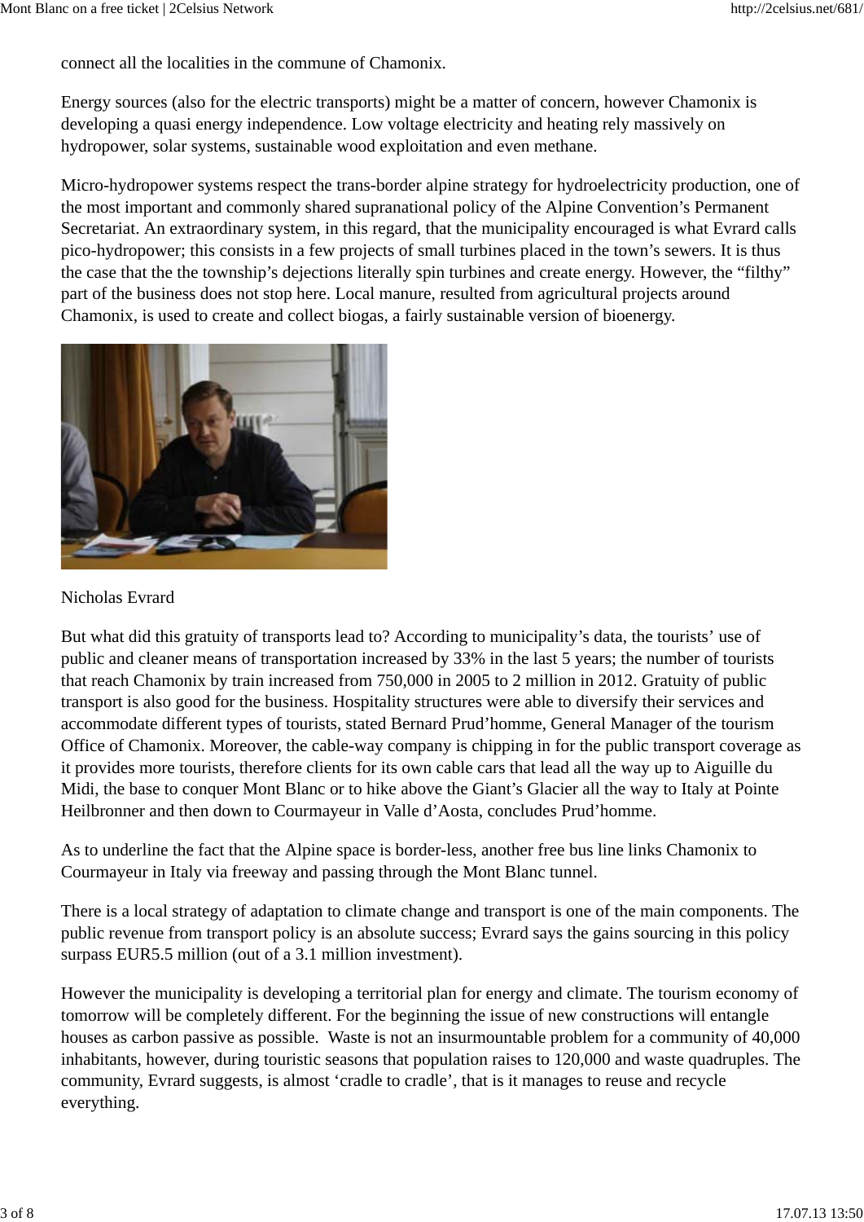connect all the localities in the commune of Chamonix.

Energy sources (also for the electric transports) might be a matter of concern, however Chamonix is developing a quasi energy independence. Low voltage electricity and heating rely massively on hydropower, solar systems, sustainable wood exploitation and even methane.

Micro-hydropower systems respect the trans-border alpine strategy for hydroelectricity production, one of the most important and commonly shared supranational policy of the Alpine Convention's Permanent Secretariat. An extraordinary system, in this regard, that the municipality encouraged is what Evrard calls pico-hydropower; this consists in a few projects of small turbines placed in the town's sewers. It is thus the case that the the township's dejections literally spin turbines and create energy. However, the "filthy" part of the business does not stop here. Local manure, resulted from agricultural projects around Chamonix, is used to create and collect biogas, a fairly sustainable version of bioenergy.

Nicholas Evrard

But what did this gratuity of transports lead to? According to municipality's data, the tourists' use of public and cleaner means of transportation increased by 33% in the last 5 years; the number of tourists that reach Chamonix by train increased from 750,000 in 2005 to 2 million in 2012. Gratuity of public transport is also good for the business. Hospitality structures were able to diversify their services and accommodate different types of tourists, stated Bernard Prud'homme, General Manager of the tourism Office of Chamonix. Moreover, the cable-way company is chipping in for the public transport coverage as it provides more tourists, therefore clients for its own cable cars that lead all the way up to Aiguille du Midi, the base to conquer Mont Blanc or to hike above the Giant's Glacier all the way to Italy at Pointe Heilbronner and then down to Courmayeur in Valle d'Aosta, concludes Prud'homme.

As to underline the fact that the Alpine space is border-less, another free bus line links Chamonix to Courmayeur in Italy via freeway and passing through the Mont Blanc tunnel.

There is a local strategy of adaptation to climate change and transport is one of the main components. The public revenue from transport policy is an absolute success; Evrard says the gains sourcing in this policy surpass EUR5.5 million (out of a 3.1 million investment).

However the municipality is developing a territorial plan for energy and climate. The tourism economy of tomorrow will be completely different. For the beginning the issue of new constructions will entangle houses as carbon passive as possible. Waste is not an insurmountable problem for a community of 40,000 inhabitants, however, during touristic seasons that population raises to 120,000 and waste quadruples. The community, Evrard suggests, is almost 'cradle to cradle', that is it manages to reuse and recycle everything.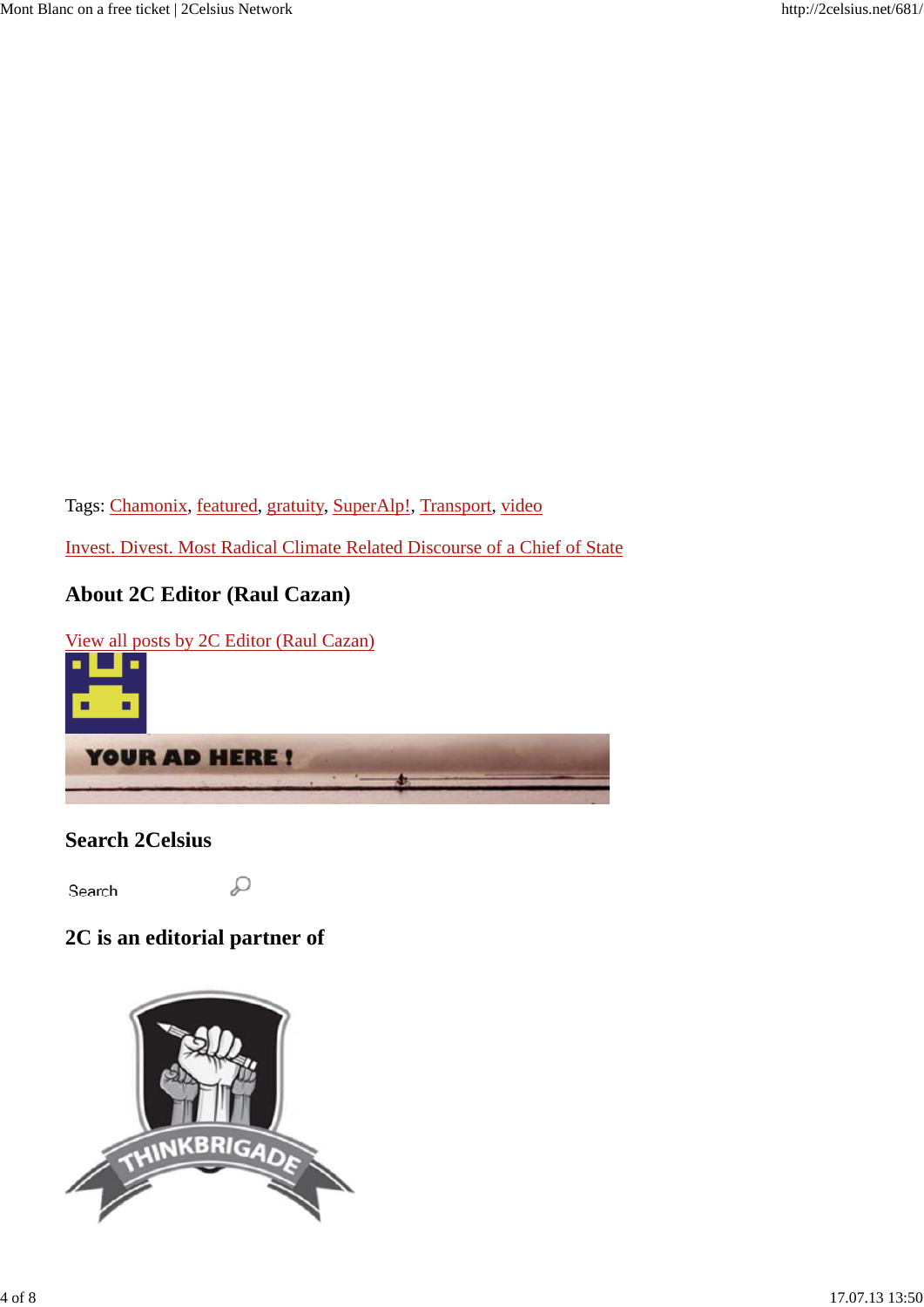Tags: Chamonix, featured, gratuity, SuperAlp!, Transport, video

Invest. Divest. Most Radical Climate Related Discourse of a Chief of State

### About 2C Editor (Raul Cazan)

View all posts by 2C Editor (Raul Cazan)

### Search 2Celsius

Search

### 2C is an editorial partner of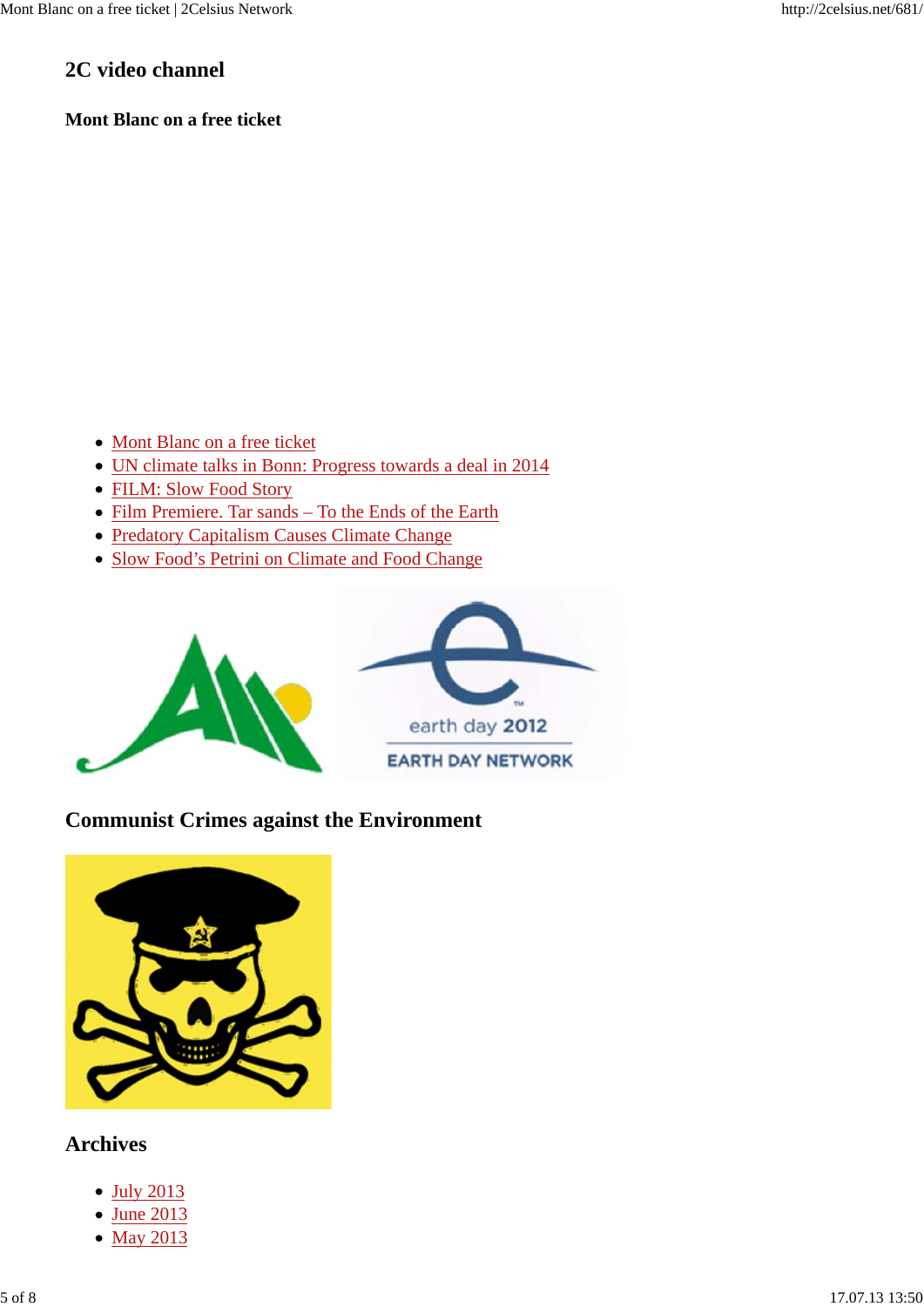## 2C video channel

### Mont Blanc on a free ticket

- Mont Blanc on a free ticket
- UN climate talks in Bonn: Progress towards a deal in 2014
- FILM: Slow Food Story
- Film Premiere. Tar sands – To the Ends of the Earth
- Predatory Capitalism Causes Climate Change
- Slow Food's Petrini on Climate and Food Change

## Communist Crimes against the Environment

## Archives

- July 2013
- June 2013
- May 2013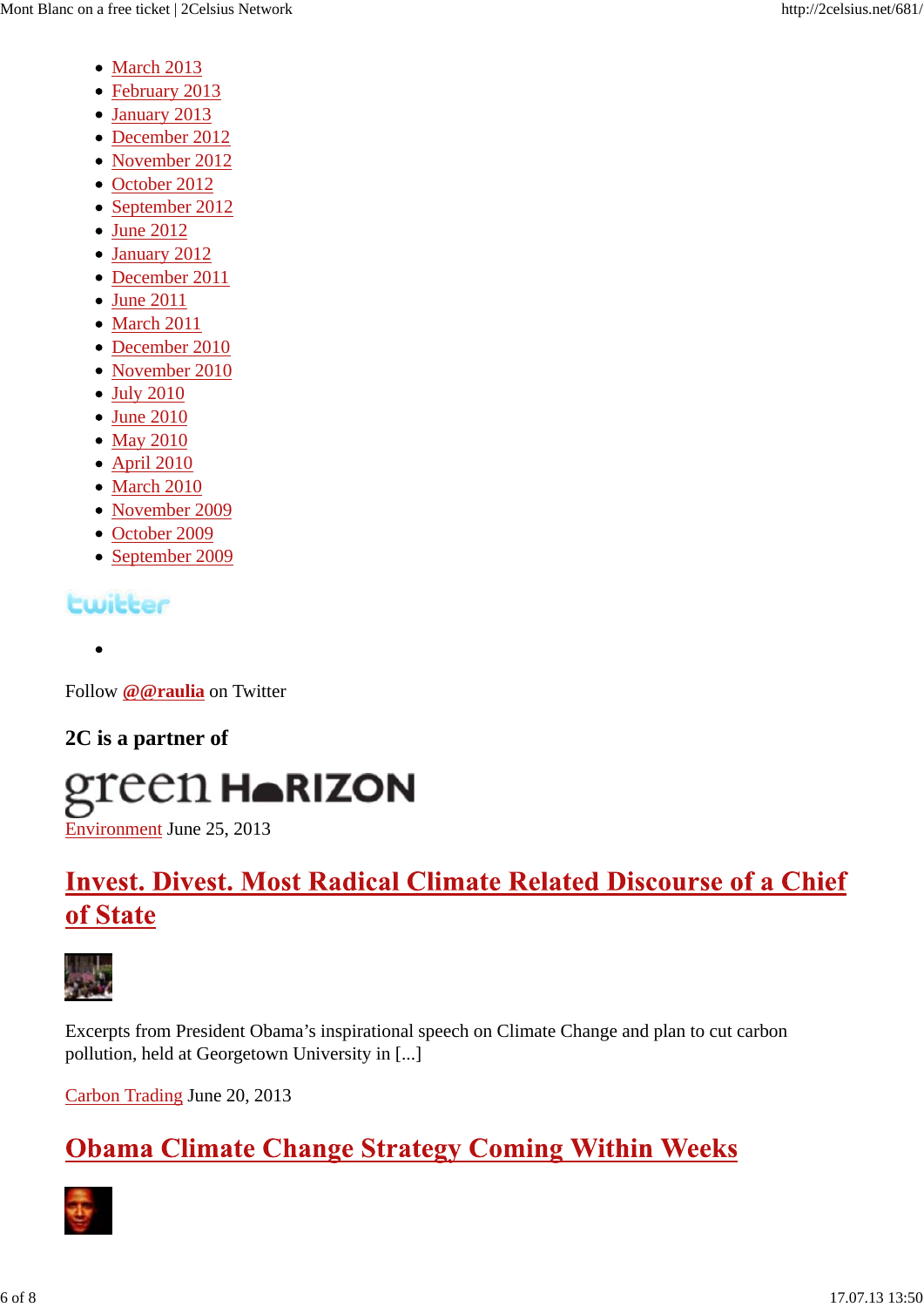- March 2013
- February 2013
- January 2013
- December 2012
- November 2012
- October 2012
- September 2012
- June 2012
- January 2012
- December 2011
- June 2011
- March 2011
- December 2010
- November 2010
- July 2010
- June 2010
- May 2010
- April 2010
- March 2010
- November 2009
- October 2009
- September 2009

twitter

- 

Follow **@@raulia** on Twitter

**2C is a partner of**

green HORIZON

Environment June 25, 2013

## Invest. Divest. Most Radical Climate Related Discourse of a Chief of State

Excerpts from President Obama's inspirational speech on Climate Change and plan to cut carbon pollution, held at Georgetown University in [...]

Carbon Trading June 20, 2013

## Obama Climate Change Strategy Coming Within Weeks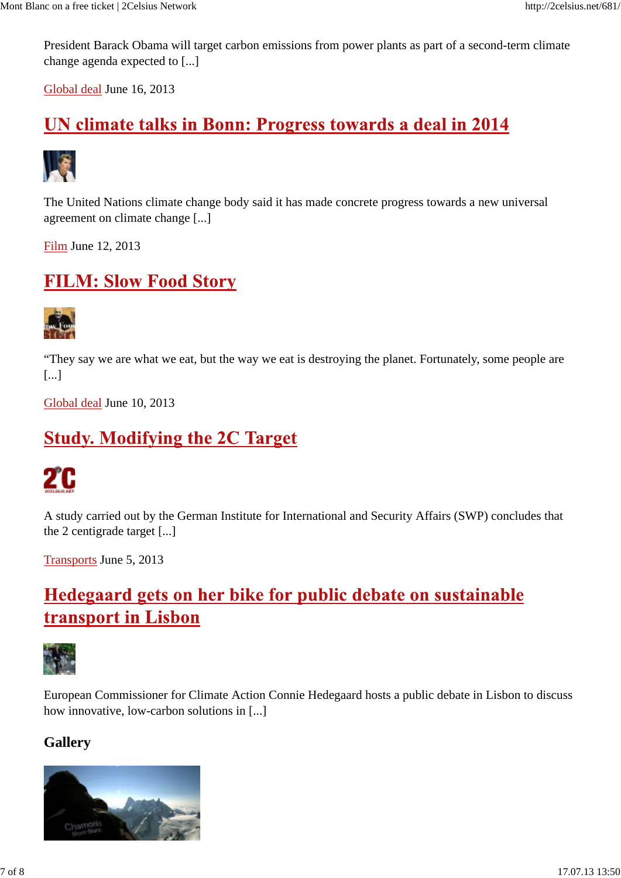President Barack Obama will target carbon emissions from power plants as part of a second-term climate change agenda expected to [...]

Global deal June 16, 2013

## UN climate talks in Bonn: Progress towards a deal in 2014

The United Nations climate change body said it has made concrete progress towards a new universal agreement on climate change [...]

Film June 12, 2013

## FILM: Slow Food Story

“They say we are what we eat, but the way we eat is destroying the planet. Fortunately, some people are [...]

Global deal June 10, 2013

## Study. Modifying the 2C Target

A study carried out by the German Institute for International and Security Affairs (SWP) concludes that the 2 centigrade target [...]

Transports June 5, 2013

## Hedegaard gets on her bike for public debate on sustainable transport in Lisbon

European Commissioner for Climate Action Connie Hedegaard hosts a public debate in Lisbon to discuss how innovative, low-carbon solutions in [...]

### Gallery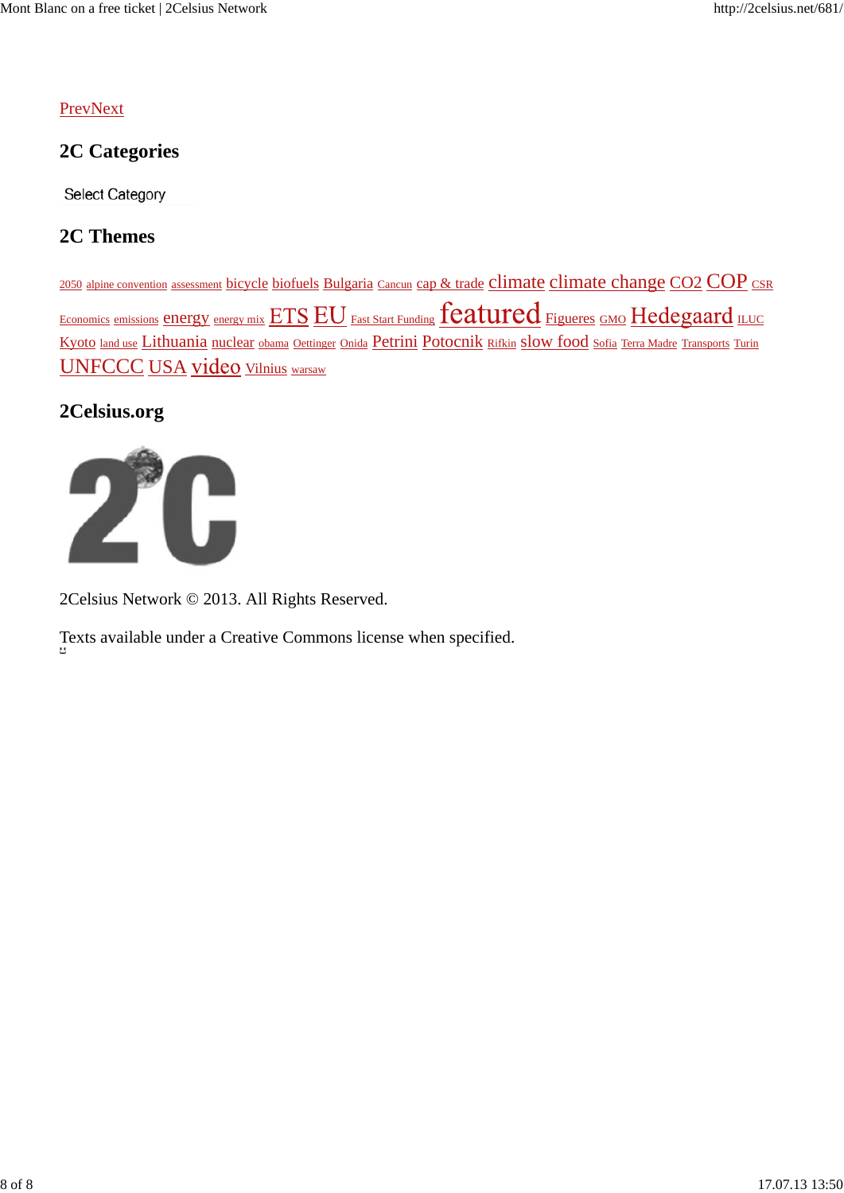PrevNext

## 2C Categories

Select Category

## 2C Themes

2050 alpine convention assessment bicycle biofuels Bulgaria Cancun cap & trade climate climate change CO2 COP CSR Economics emissions energy energy mix ETS EU Fast Start Funding featured Figueres GMO Hedegaard ILUC Kyoto land use Lithuania nuclear obama Oettinger Onida Petrini Potocnik Rifkin slow food Sofia Terra Madre Transports Turin UNFCCC USA video Vilnius warsaw

## 2Celsius.org

2Celsius Network © 2013. All Rights Reserved.

Texts available under a Creative Commons license when specified.